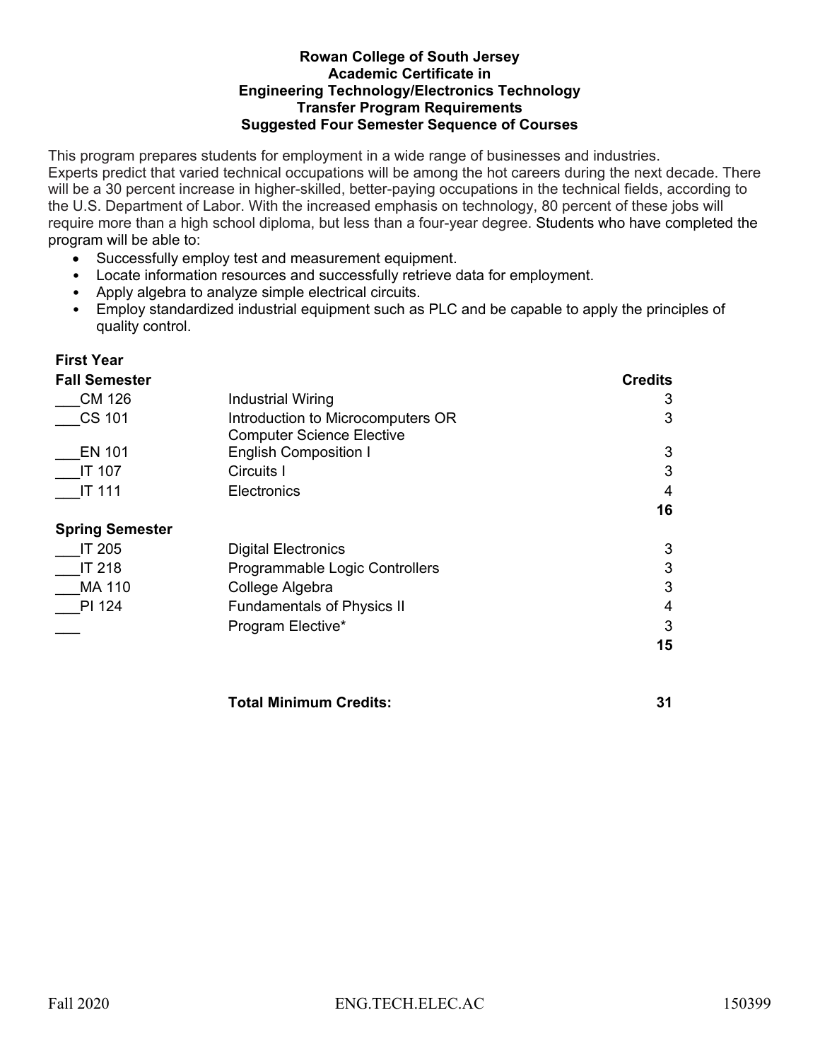**Rowan College of South Jersey**
**Academic Certificate in**
**Engineering Technology/Electronics Technology**
**Transfer Program Requirements**
**Suggested Four Semester Sequence of Courses**

This program prepares students for employment in a wide range of businesses and industries. Experts predict that varied technical occupations will be among the hot careers during the next decade. There will be a 30 percent increase in higher-skilled, better-paying occupations in the technical fields, according to the U.S. Department of Labor. With the increased emphasis on technology, 80 percent of these jobs will require more than a high school diploma, but less than a four-year degree. Students who have completed the program will be able to:

- Successfully employ test and measurement equipment.
- Locate information resources and successfully retrieve data for employment.
- Apply algebra to analyze simple electrical circuits.
- Employ standardized industrial equipment such as PLC and be capable to apply the principles of quality control.

**First Year**

| **Fall Semester** | | **Credits** |
|---|---|---|
| ___CM 126 | Industrial Wiring | 3 |
| ___CS 101 | Introduction to Microcomputers OR Computer Science Elective | 3 |
| ___EN 101 | English Composition I | 3 |
| ___IT 107 | Circuits I | 3 |
| ___IT 111 | Electronics | 4 |
| | | **16** |

| **Spring Semester** | | |
|---|---|---|
| ___IT 205 | Digital Electronics | 3 |
| ___IT 218 | Programmable Logic Controllers | 3 |
| ___MA 110 | College Algebra | 3 |
| ___PI 124 | Fundamentals of Physics II | 4 |
| ___ | Program Elective* | 3 |
| | | **15** |

| | **Total Minimum Credits:** | **31** |
|---|---|---|

Fall 2020 ENG.TECH.ELEC.AC 150399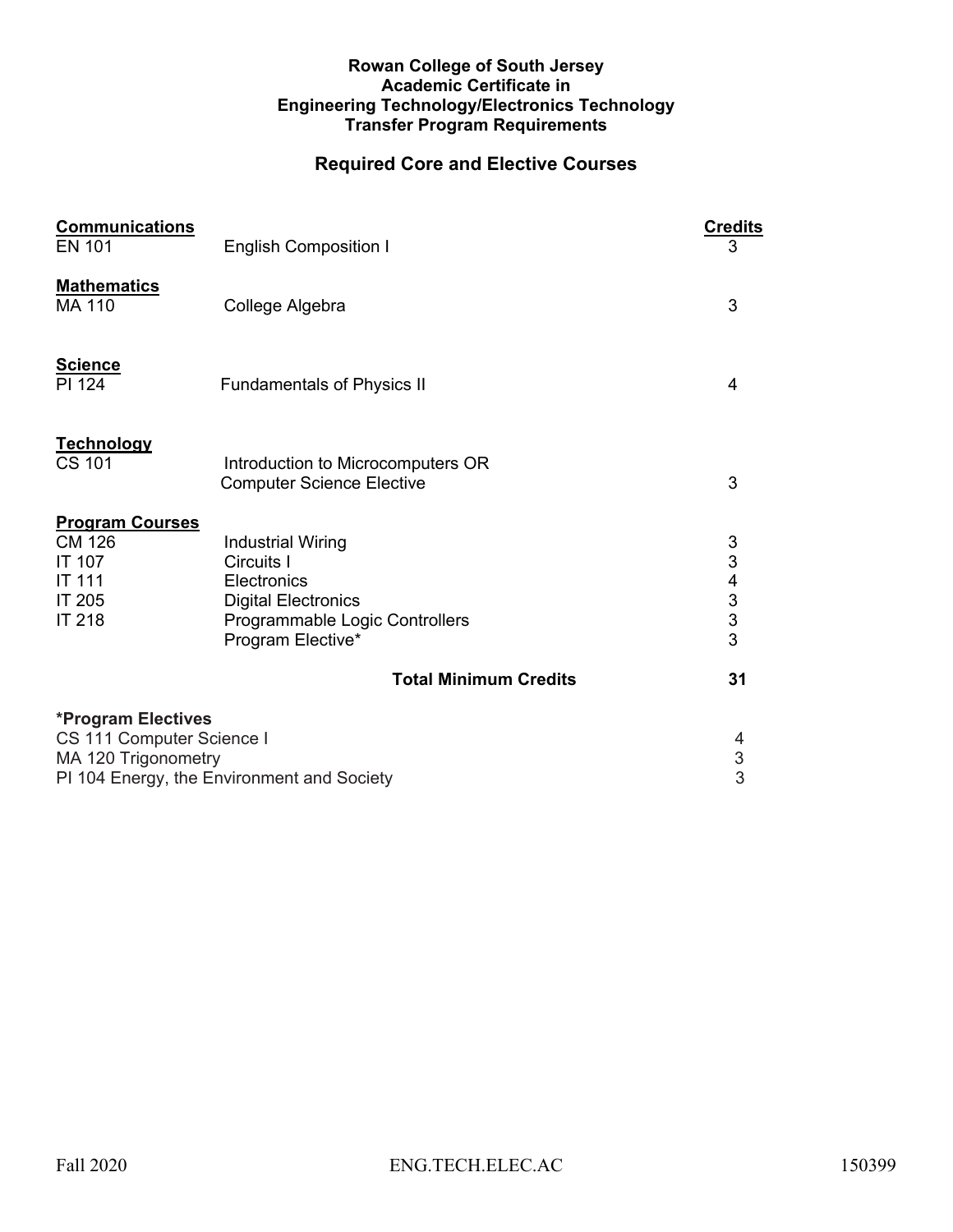# Rowan College of South Jersey
# Academic Certificate in
# Engineering Technology/Electronics Technology
# Transfer Program Requirements

## Required Core and Elective Courses

| | | |
|---|---|---|
| **Communications** | | **Credits** |
| EN 101 | English Composition I | 3 |
| **Mathematics** | | |
| MA 110 | College Algebra | 3 |
| **Science** | | |
| PI 124 | Fundamentals of Physics II | 4 |
| **Technology** | | |
| CS 101 | Introduction to Microcomputers OR Computer Science Elective | 3 |
| **Program Courses** | | |
| CM 126 | Industrial Wiring | 3 |
| IT 107 | Circuits I | 3 |
| IT 111 | Electronics | 4 |
| IT 205 | Digital Electronics | 3 |
| IT 218 | Programmable Logic Controllers | 3 |
| | Program Elective* | 3 |
| | **Total Minimum Credits** | **31** |

**\*Program Electives**

| | |
|---|---|
| CS 111 Computer Science I | 4 |
| MA 120 Trigonometry | 3 |
| PI 104 Energy, the Environment and Society | 3 |

Fall 2020 ENG.TECH.ELEC.AC 150399